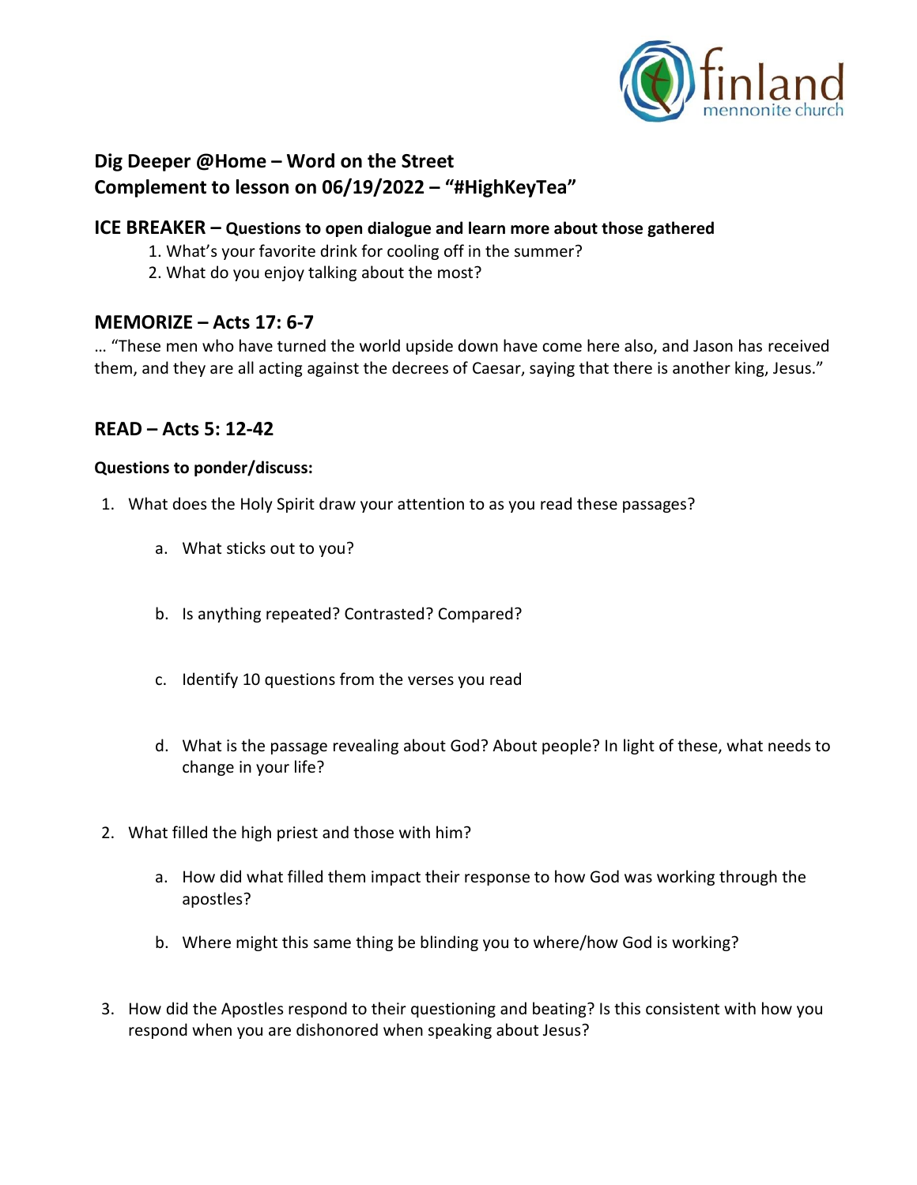finland mennonite church

## Dig Deeper @Home – Word on the Street
## Complement to lesson on 06/19/2022 – "#HighKeyTea"

### ICE BREAKER – Questions to open dialogue and learn more about those gathered

1. What's your favorite drink for cooling off in the summer?
2. What do you enjoy talking about the most?

### MEMORIZE – Acts 17: 6-7

… "These men who have turned the world upside down have come here also, and Jason has received them, and they are all acting against the decrees of Caesar, saying that there is another king, Jesus."

### READ – Acts 5: 12-42

**Questions to ponder/discuss:**

1. What does the Holy Spirit draw your attention to as you read these passages?
   a. What sticks out to you?
   b. Is anything repeated? Contrasted? Compared?
   c. Identify 10 questions from the verses you read
   d. What is the passage revealing about God? About people? In light of these, what needs to change in your life?
2. What filled the high priest and those with him?
   a. How did what filled them impact their response to how God was working through the apostles?
   b. Where might this same thing be blinding you to where/how God is working?
3. How did the Apostles respond to their questioning and beating? Is this consistent with how you respond when you are dishonored when speaking about Jesus?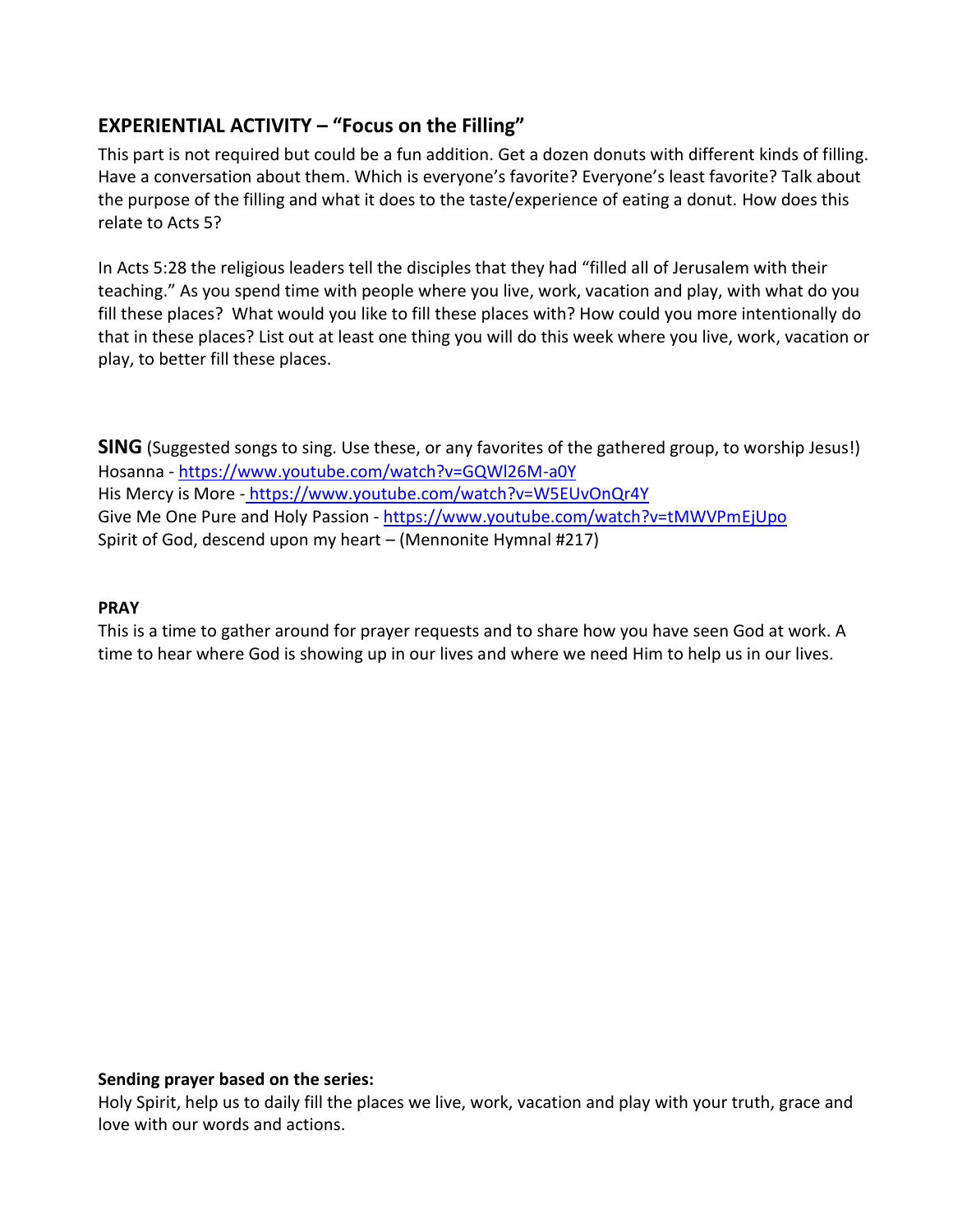## EXPERIENTIAL ACTIVITY – "Focus on the Filling"

This part is not required but could be a fun addition. Get a dozen donuts with different kinds of filling. Have a conversation about them. Which is everyone's favorite? Everyone's least favorite? Talk about the purpose of the filling and what it does to the taste/experience of eating a donut. How does this relate to Acts 5?

In Acts 5:28 the religious leaders tell the disciples that they had "filled all of Jerusalem with their teaching." As you spend time with people where you live, work, vacation and play, with what do you fill these places? What would you like to fill these places with? How could you more intentionally do that in these places? List out at least one thing you will do this week where you live, work, vacation or play, to better fill these places.

**SING** (Suggested songs to sing. Use these, or any favorites of the gathered group, to worship Jesus!)
Hosanna - https://www.youtube.com/watch?v=GQWl26M-a0Y
His Mercy is More - https://www.youtube.com/watch?v=W5EUvOnQr4Y
Give Me One Pure and Holy Passion - https://www.youtube.com/watch?v=tMWVPmEjUpo
Spirit of God, descend upon my heart – (Mennonite Hymnal #217)

**PRAY**

This is a time to gather around for prayer requests and to share how you have seen God at work. A time to hear where God is showing up in our lives and where we need Him to help us in our lives.

**Sending prayer based on the series:**

Holy Spirit, help us to daily fill the places we live, work, vacation and play with your truth, grace and love with our words and actions.